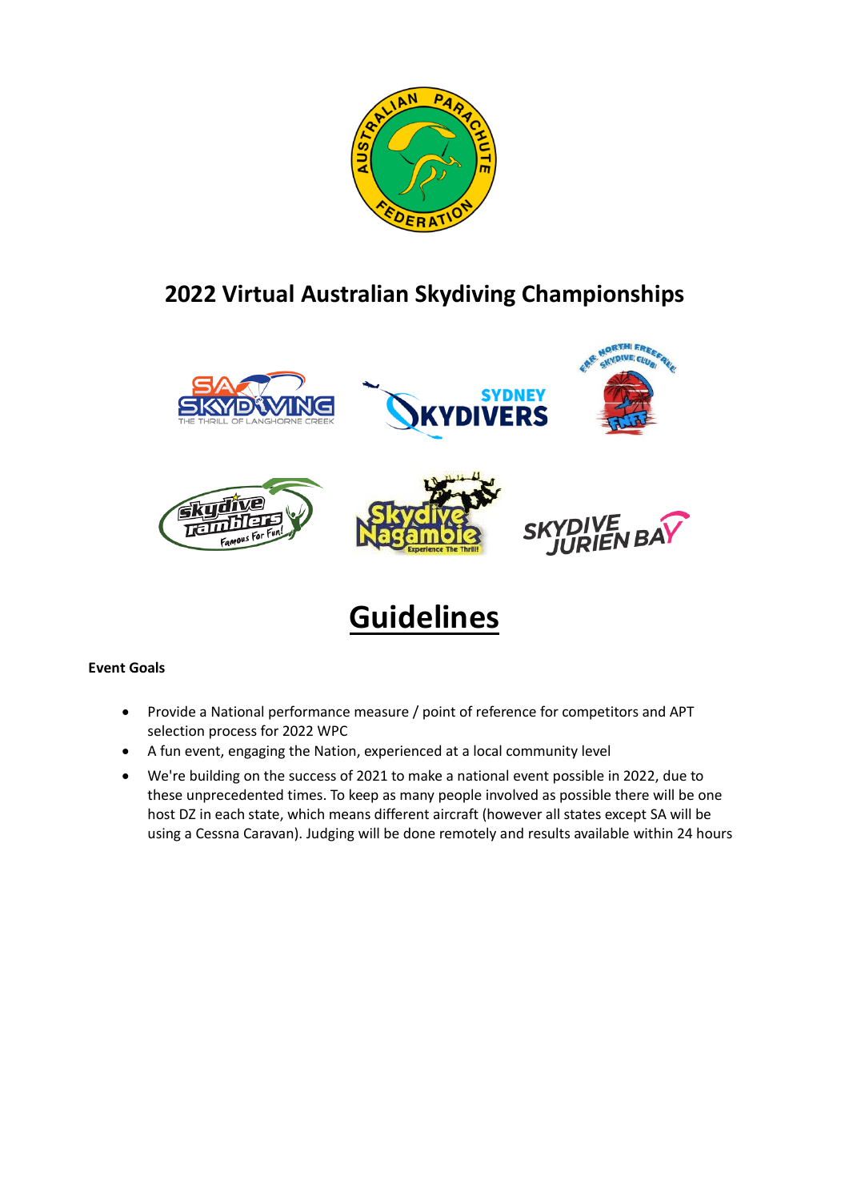# 2022 Virtual Australian Skydiving Championships

# Guidelines

**Event Goals**

- Provide a National performance measure / point of reference for competitors and APT selection process for 2022 WPC
- A fun event, engaging the Nation, experienced at a local community level
- We're building on the success of 2021 to make a national event possible in 2022, due to these unprecedented times. To keep as many people involved as possible there will be one host DZ in each state, which means different aircraft (however all states except SA will be using a Cessna Caravan). Judging will be done remotely and results available within 24 hours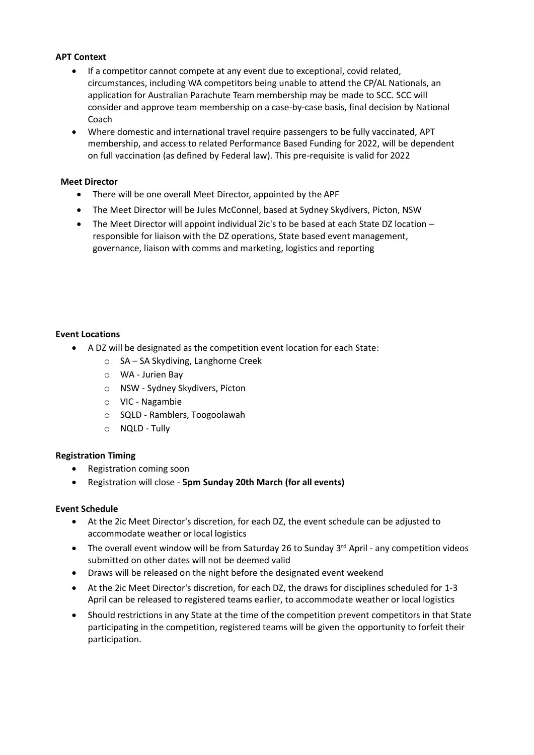**APT Context**

- If a competitor cannot compete at any event due to exceptional, covid related, circumstances, including WA competitors being unable to attend the CP/AL Nationals, an application for Australian Parachute Team membership may be made to SCC. SCC will consider and approve team membership on a case-by-case basis, final decision by National Coach
- Where domestic and international travel require passengers to be fully vaccinated, APT membership, and access to related Performance Based Funding for 2022, will be dependent on full vaccination (as defined by Federal law). This pre-requisite is valid for 2022

**Meet Director**

- There will be one overall Meet Director, appointed by the APF
- The Meet Director will be Jules McConnel, based at Sydney Skydivers, Picton, NSW
- The Meet Director will appoint individual 2ic's to be based at each State DZ location – responsible for liaison with the DZ operations, State based event management, governance, liaison with comms and marketing, logistics and reporting

**Event Locations**

- A DZ will be designated as the competition event location for each State:
  - SA – SA Skydiving, Langhorne Creek
  - WA - Jurien Bay
  - NSW - Sydney Skydivers, Picton
  - VIC - Nagambie
  - SQLD - Ramblers, Toogoolawah
  - NQLD - Tully

**Registration Timing**

- Registration coming soon
- Registration will close - **5pm Sunday 20th March (for all events)**

**Event Schedule**

- At the 2ic Meet Director's discretion, for each DZ, the event schedule can be adjusted to accommodate weather or local logistics
- The overall event window will be from Saturday 26 to Sunday 3rd April - any competition videos submitted on other dates will not be deemed valid
- Draws will be released on the night before the designated event weekend
- At the 2ic Meet Director's discretion, for each DZ, the draws for disciplines scheduled for 1-3 April can be released to registered teams earlier, to accommodate weather or local logistics
- Should restrictions in any State at the time of the competition prevent competitors in that State participating in the competition, registered teams will be given the opportunity to forfeit their participation.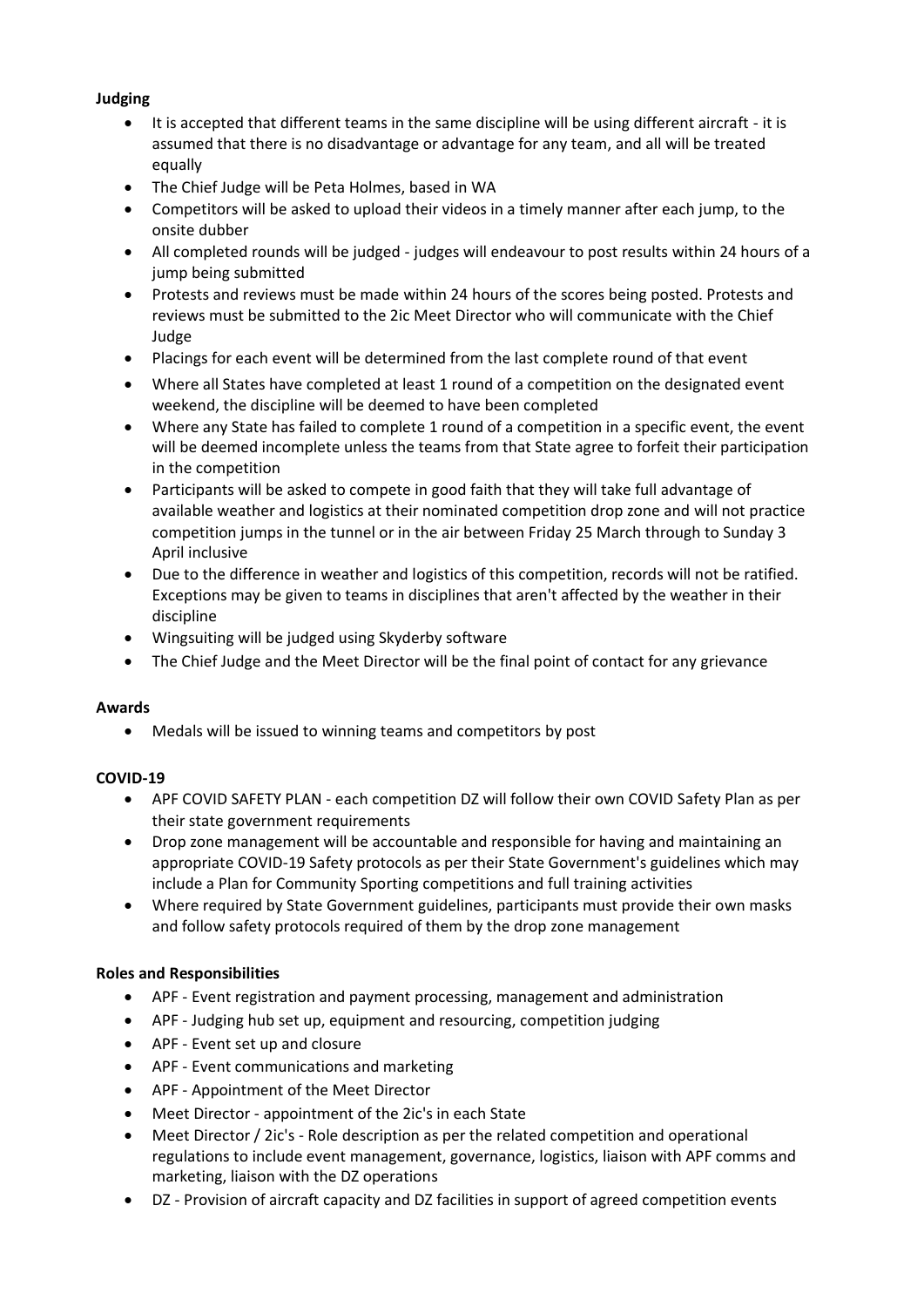**Judging**

- It is accepted that different teams in the same discipline will be using different aircraft - it is assumed that there is no disadvantage or advantage for any team, and all will be treated equally
- The Chief Judge will be Peta Holmes, based in WA
- Competitors will be asked to upload their videos in a timely manner after each jump, to the onsite dubber
- All completed rounds will be judged - judges will endeavour to post results within 24 hours of a jump being submitted
- Protests and reviews must be made within 24 hours of the scores being posted. Protests and reviews must be submitted to the 2ic Meet Director who will communicate with the Chief Judge
- Placings for each event will be determined from the last complete round of that event
- Where all States have completed at least 1 round of a competition on the designated event weekend, the discipline will be deemed to have been completed
- Where any State has failed to complete 1 round of a competition in a specific event, the event will be deemed incomplete unless the teams from that State agree to forfeit their participation in the competition
- Participants will be asked to compete in good faith that they will take full advantage of available weather and logistics at their nominated competition drop zone and will not practice competition jumps in the tunnel or in the air between Friday 25 March through to Sunday 3 April inclusive
- Due to the difference in weather and logistics of this competition, records will not be ratified. Exceptions may be given to teams in disciplines that aren't affected by the weather in their discipline
- Wingsuiting will be judged using Skyderby software
- The Chief Judge and the Meet Director will be the final point of contact for any grievance

**Awards**

- Medals will be issued to winning teams and competitors by post

**COVID-19**

- APF COVID SAFETY PLAN - each competition DZ will follow their own COVID Safety Plan as per their state government requirements
- Drop zone management will be accountable and responsible for having and maintaining an appropriate COVID-19 Safety protocols as per their State Government's guidelines which may include a Plan for Community Sporting competitions and full training activities
- Where required by State Government guidelines, participants must provide their own masks and follow safety protocols required of them by the drop zone management

**Roles and Responsibilities**

- APF - Event registration and payment processing, management and administration
- APF - Judging hub set up, equipment and resourcing, competition judging
- APF - Event set up and closure
- APF - Event communications and marketing
- APF - Appointment of the Meet Director
- Meet Director - appointment of the 2ic's in each State
- Meet Director / 2ic's - Role description as per the related competition and operational regulations to include event management, governance, logistics, liaison with APF comms and marketing, liaison with the DZ operations
- DZ - Provision of aircraft capacity and DZ facilities in support of agreed competition events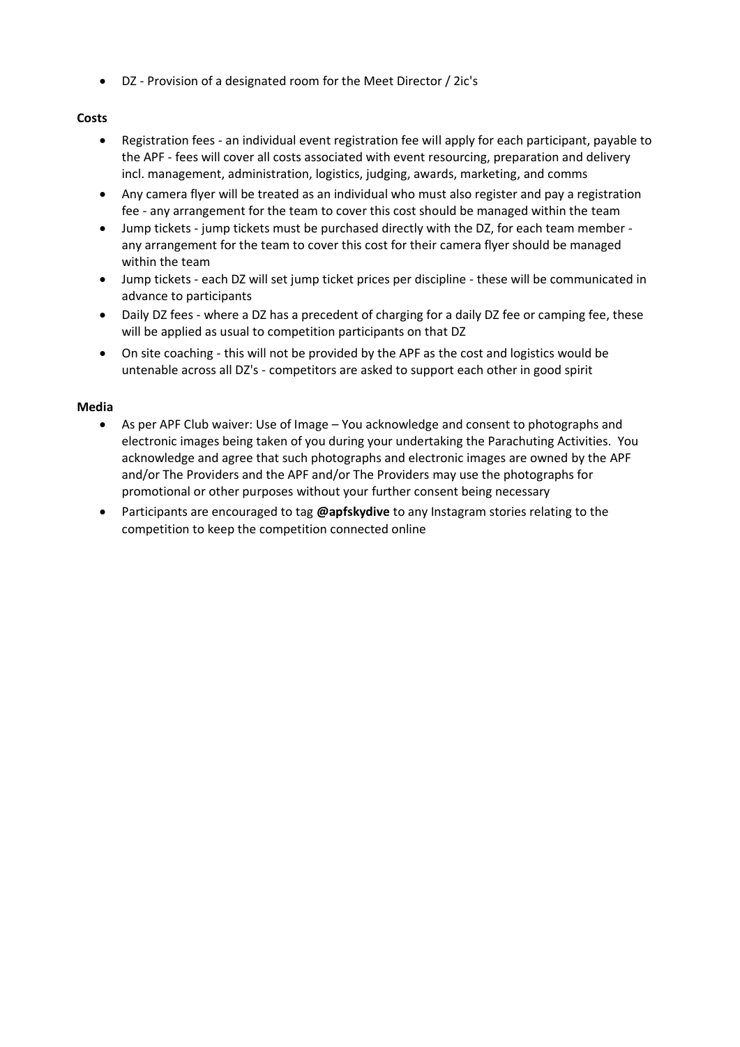- DZ - Provision of a designated room for the Meet Director / 2ic's

**Costs**

- Registration fees - an individual event registration fee will apply for each participant, payable to the APF - fees will cover all costs associated with event resourcing, preparation and delivery incl. management, administration, logistics, judging, awards, marketing, and comms
- Any camera flyer will be treated as an individual who must also register and pay a registration fee - any arrangement for the team to cover this cost should be managed within the team
- Jump tickets - jump tickets must be purchased directly with the DZ, for each team member - any arrangement for the team to cover this cost for their camera flyer should be managed within the team
- Jump tickets - each DZ will set jump ticket prices per discipline - these will be communicated in advance to participants
- Daily DZ fees - where a DZ has a precedent of charging for a daily DZ fee or camping fee, these will be applied as usual to competition participants on that DZ
- On site coaching - this will not be provided by the APF as the cost and logistics would be untenable across all DZ's - competitors are asked to support each other in good spirit

**Media**

- As per APF Club waiver: Use of Image – You acknowledge and consent to photographs and electronic images being taken of you during your undertaking the Parachuting Activities. You acknowledge and agree that such photographs and electronic images are owned by the APF and/or The Providers and the APF and/or The Providers may use the photographs for promotional or other purposes without your further consent being necessary
- Participants are encouraged to tag **@apfskydive** to any Instagram stories relating to the competition to keep the competition connected online